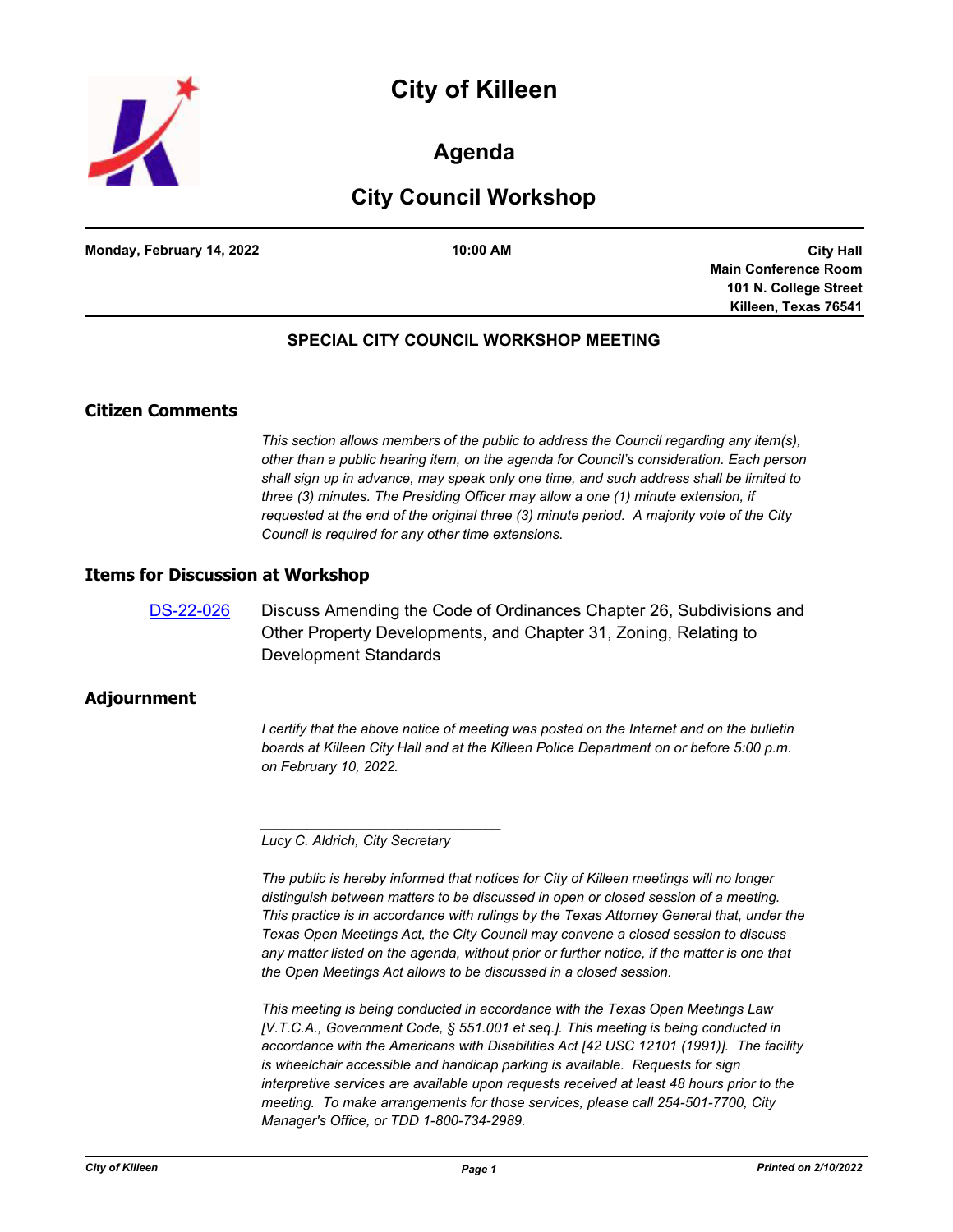# City of Killeen

## Agenda

## City Council Workshop

**Monday, February 14, 2022** | **10:00 AM** | **City Hall Main Conference Room 101 N. College Street Killeen, Texas 76541**

### SPECIAL CITY COUNCIL WORKSHOP MEETING

## Citizen Comments

*This section allows members of the public to address the Council regarding any item(s), other than a public hearing item, on the agenda for Council's consideration. Each person shall sign up in advance, may speak only one time, and such address shall be limited to three (3) minutes. The Presiding Officer may allow a one (1) minute extension, if requested at the end of the original three (3) minute period. A majority vote of the City Council is required for any other time extensions.*

## Items for Discussion at Workshop

DS-22-026 Discuss Amending the Code of Ordinances Chapter 26, Subdivisions and Other Property Developments, and Chapter 31, Zoning, Relating to Development Standards

## Adjournment

*I certify that the above notice of meeting was posted on the Internet and on the bulletin boards at Killeen City Hall and at the Killeen Police Department on or before 5:00 p.m. on February 10, 2022.*

_______________________________

*Lucy C. Aldrich, City Secretary*

*The public is hereby informed that notices for City of Killeen meetings will no longer distinguish between matters to be discussed in open or closed session of a meeting. This practice is in accordance with rulings by the Texas Attorney General that, under the Texas Open Meetings Act, the City Council may convene a closed session to discuss any matter listed on the agenda, without prior or further notice, if the matter is one that the Open Meetings Act allows to be discussed in a closed session.*

*This meeting is being conducted in accordance with the Texas Open Meetings Law [V.T.C.A., Government Code, § 551.001 et seq.]. This meeting is being conducted in accordance with the Americans with Disabilities Act [42 USC 12101 (1991)]. The facility is wheelchair accessible and handicap parking is available. Requests for sign interpretive services are available upon requests received at least 48 hours prior to the meeting. To make arrangements for those services, please call 254-501-7700, City Manager's Office, or TDD 1-800-734-2989.*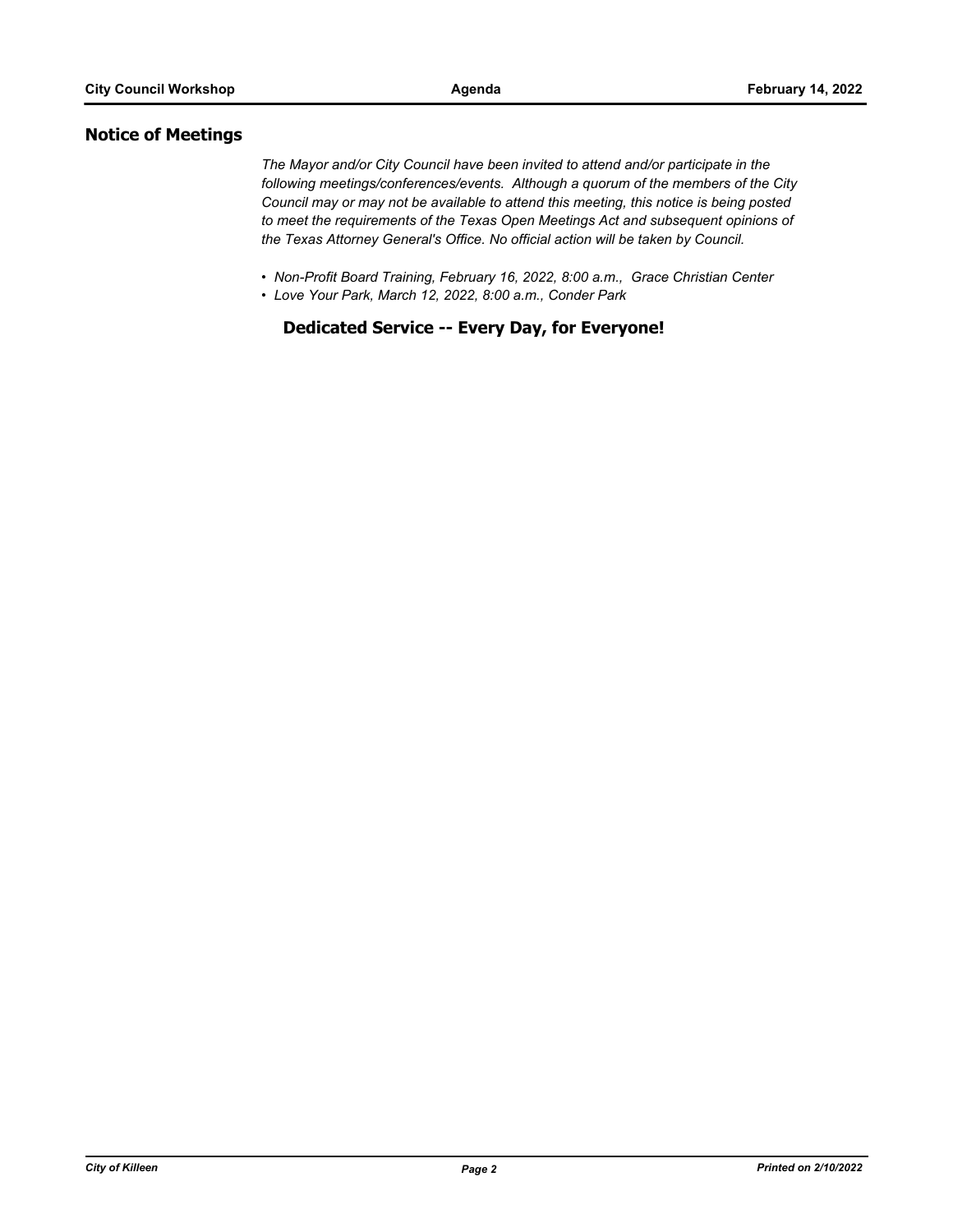## Notice of Meetings

*The Mayor and/or City Council have been invited to attend and/or participate in the following meetings/conferences/events. Although a quorum of the members of the City Council may or may not be available to attend this meeting, this notice is being posted to meet the requirements of the Texas Open Meetings Act and subsequent opinions of the Texas Attorney General's Office. No official action will be taken by Council.*

- *Non-Profit Board Training, February 16, 2022, 8:00 a.m., Grace Christian Center*
- *Love Your Park, March 12, 2022, 8:00 a.m., Conder Park*

**Dedicated Service -- Every Day, for Everyone!**